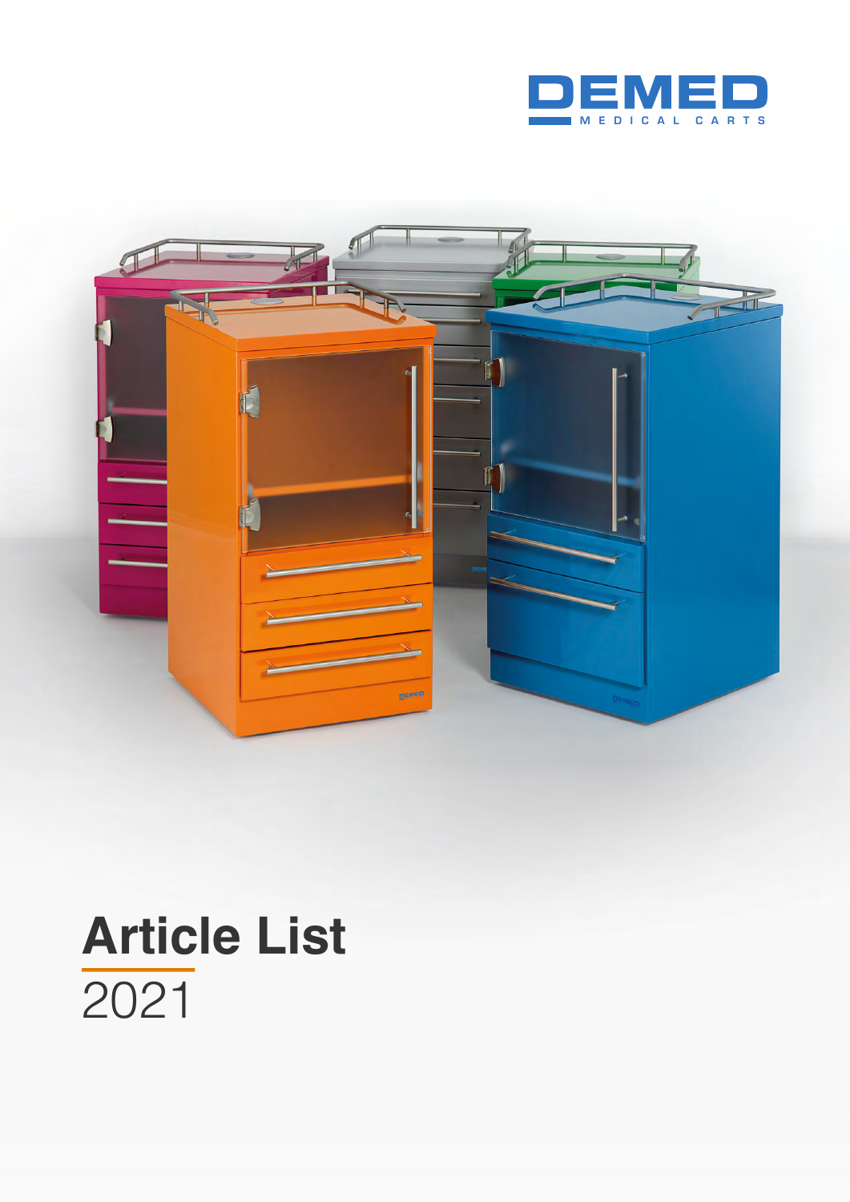DEMED

MEDICAL CARTS

# Article List

2021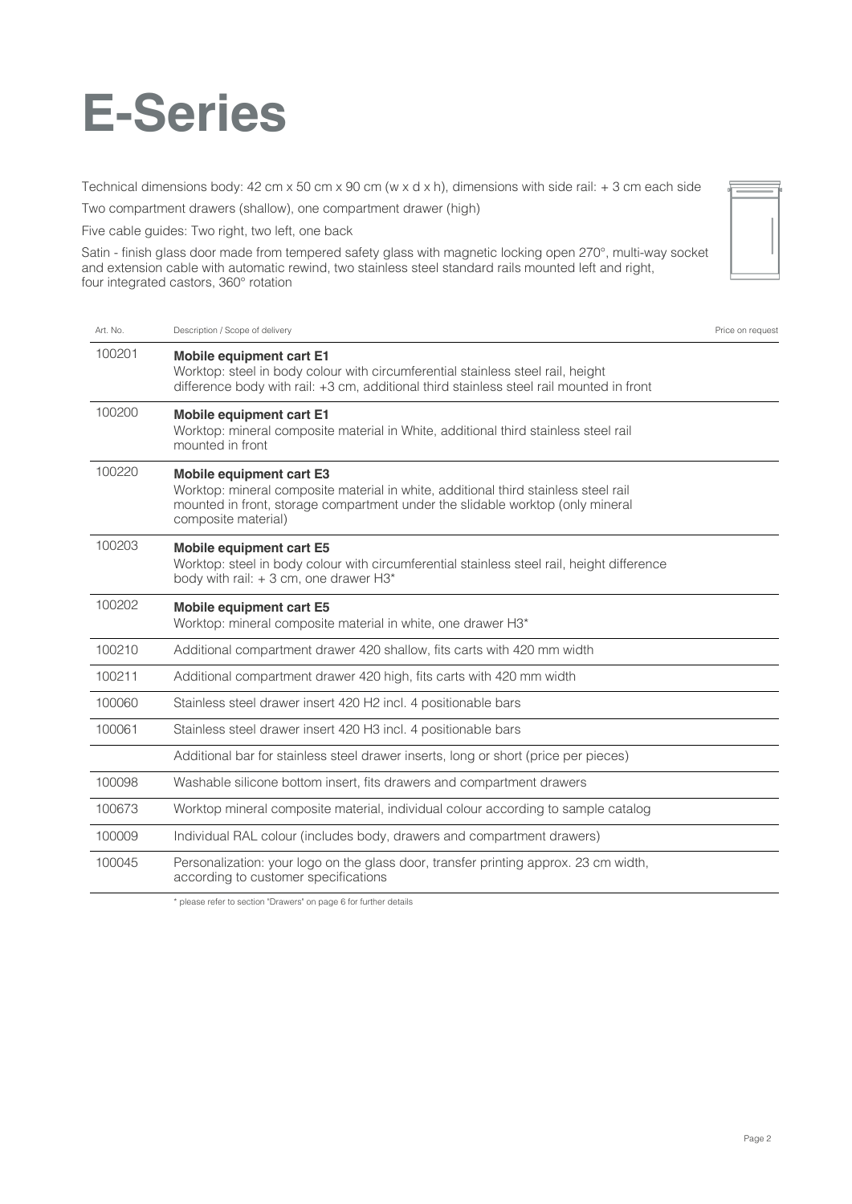# E-Series

Technical dimensions body: 42 cm x 50 cm x 90 cm (w x d x h), dimensions with side rail: + 3 cm each side

Two compartment drawers (shallow), one compartment drawer (high)

Five cable guides: Two right, two left, one back

Satin - finish glass door made from tempered safety glass with magnetic locking open 270°, multi-way socket and extension cable with automatic rewind, two stainless steel standard rails mounted left and right, four integrated castors, 360° rotation

| Art. No. | Description / Scope of delivery | Price on request |
|---|---|---|
| 100201 | **Mobile equipment cart E1** Worktop: steel in body colour with circumferential stainless steel rail, height difference body with rail: +3 cm, additional third stainless steel rail mounted in front | |
| 100200 | **Mobile equipment cart E1** Worktop: mineral composite material in White, additional third stainless steel rail mounted in front | |
| 100220 | **Mobile equipment cart E3** Worktop: mineral composite material in white, additional third stainless steel rail mounted in front, storage compartment under the slidable worktop (only mineral composite material) | |
| 100203 | **Mobile equipment cart E5** Worktop: steel in body colour with circumferential stainless steel rail, height difference body with rail: + 3 cm, one drawer H3* | |
| 100202 | **Mobile equipment cart E5** Worktop: mineral composite material in white, one drawer H3* | |
| 100210 | Additional compartment drawer 420 shallow, fits carts with 420 mm width | |
| 100211 | Additional compartment drawer 420 high, fits carts with 420 mm width | |
| 100060 | Stainless steel drawer insert 420 H2 incl. 4 positionable bars | |
| 100061 | Stainless steel drawer insert 420 H3 incl. 4 positionable bars | |
| | Additional bar for stainless steel drawer inserts, long or short (price per pieces) | |
| 100098 | Washable silicone bottom insert, fits drawers and compartment drawers | |
| 100673 | Worktop mineral composite material, individual colour according to sample catalog | |
| 100009 | Individual RAL colour (includes body, drawers and compartment drawers) | |
| 100045 | Personalization: your logo on the glass door, transfer printing approx. 23 cm width, according to customer specifications | |

* please refer to section "Drawers" on page 6 for further details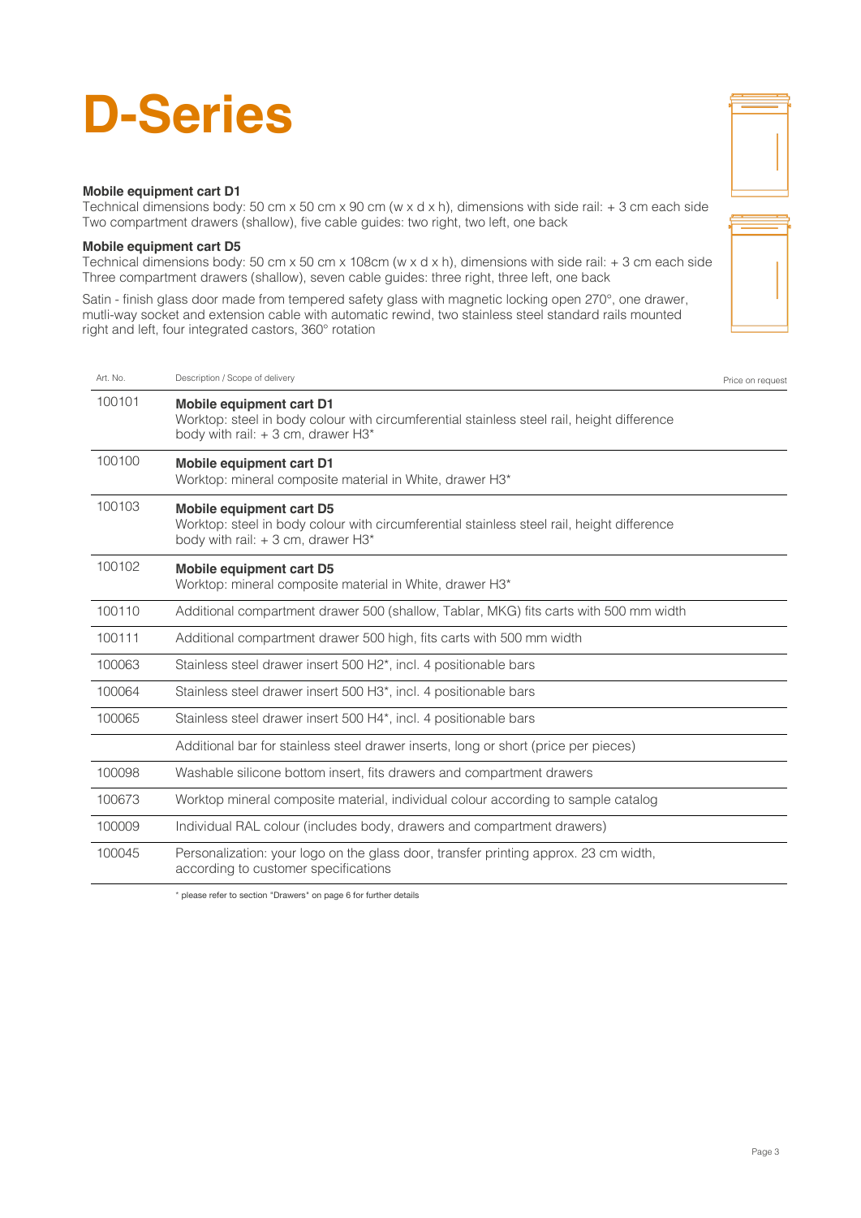# D-Series

**Mobile equipment cart D1**
Technical dimensions body: 50 cm x 50 cm x 90 cm (w x d x h), dimensions with side rail: + 3 cm each side
Two compartment drawers (shallow), five cable guides: two right, two left, one back

**Mobile equipment cart D5**
Technical dimensions body: 50 cm x 50 cm x 108cm (w x d x h), dimensions with side rail: + 3 cm each side
Three compartment drawers (shallow), seven cable guides: three right, three left, one back

Satin - finish glass door made from tempered safety glass with magnetic locking open 270°, one drawer, mutli-way socket and extension cable with automatic rewind, two stainless steel standard rails mounted right and left, four integrated castors, 360° rotation

| Art. No. | Description / Scope of delivery | Price on request |
|---|---|---|
| 100101 | **Mobile equipment cart D1**<br>Worktop: steel in body colour with circumferential stainless steel rail, height difference body with rail: + 3 cm, drawer H3* | |
| 100100 | **Mobile equipment cart D1**<br>Worktop: mineral composite material in White, drawer H3* | |
| 100103 | **Mobile equipment cart D5**<br>Worktop: steel in body colour with circumferential stainless steel rail, height difference body with rail: + 3 cm, drawer H3* | |
| 100102 | **Mobile equipment cart D5**<br>Worktop: mineral composite material in White, drawer H3* | |
| 100110 | Additional compartment drawer 500 (shallow, Tablar, MKG) fits carts with 500 mm width | |
| 100111 | Additional compartment drawer 500 high, fits carts with 500 mm width | |
| 100063 | Stainless steel drawer insert 500 H2*, incl. 4 positionable bars | |
| 100064 | Stainless steel drawer insert 500 H3*, incl. 4 positionable bars | |
| 100065 | Stainless steel drawer insert 500 H4*, incl. 4 positionable bars | |
| | Additional bar for stainless steel drawer inserts, long or short (price per pieces) | |
| 100098 | Washable silicone bottom insert, fits drawers and compartment drawers | |
| 100673 | Worktop mineral composite material, individual colour according to sample catalog | |
| 100009 | Individual RAL colour (includes body, drawers and compartment drawers) | |
| 100045 | Personalization: your logo on the glass door, transfer printing approx. 23 cm width, according to customer specifications | |

* please refer to section "Drawers" on page 6 for further details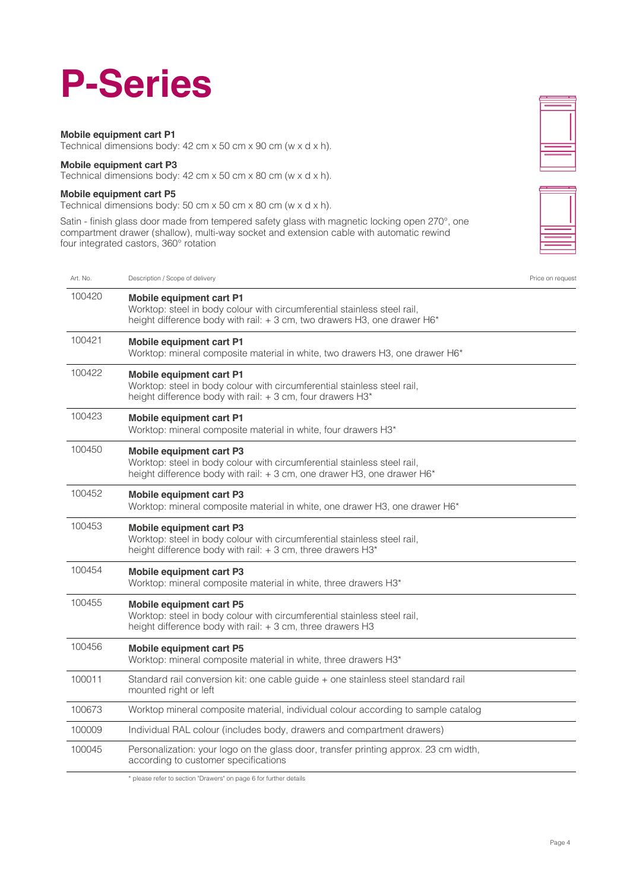# P-Series

**Mobile equipment cart P1**
Technical dimensions body: 42 cm x 50 cm x 90 cm (w x d x h).

**Mobile equipment cart P3**
Technical dimensions body: 42 cm x 50 cm x 80 cm (w x d x h).

**Mobile equipment cart P5**
Technical dimensions body: 50 cm x 50 cm x 80 cm (w x d x h).

Satin - finish glass door made from tempered safety glass with magnetic locking open 270°, one compartment drawer (shallow), multi-way socket and extension cable with automatic rewind four integrated castors, 360° rotation

| Art. No. | Description / Scope of delivery | Price on request |
|---|---|---|
| 100420 | **Mobile equipment cart P1**<br>Worktop: steel in body colour with circumferential stainless steel rail, height difference body with rail: + 3 cm, two drawers H3, one drawer H6* | |
| 100421 | **Mobile equipment cart P1**<br>Worktop: mineral composite material in white, two drawers H3, one drawer H6* | |
| 100422 | **Mobile equipment cart P1**<br>Worktop: steel in body colour with circumferential stainless steel rail, height difference body with rail: + 3 cm, four drawers H3* | |
| 100423 | **Mobile equipment cart P1**<br>Worktop: mineral composite material in white, four drawers H3* | |
| 100450 | **Mobile equipment cart P3**<br>Worktop: steel in body colour with circumferential stainless steel rail, height difference body with rail: + 3 cm, one drawer H3, one drawer H6* | |
| 100452 | **Mobile equipment cart P3**<br>Worktop: mineral composite material in white, one drawer H3, one drawer H6* | |
| 100453 | **Mobile equipment cart P3**<br>Worktop: steel in body colour with circumferential stainless steel rail, height difference body with rail: + 3 cm, three drawers H3* | |
| 100454 | **Mobile equipment cart P3**<br>Worktop: mineral composite material in white, three drawers H3* | |
| 100455 | **Mobile equipment cart P5**<br>Worktop: steel in body colour with circumferential stainless steel rail, height difference body with rail: + 3 cm, three drawers H3 | |
| 100456 | **Mobile equipment cart P5**<br>Worktop: mineral composite material in white, three drawers H3* | |
| 100011 | Standard rail conversion kit: one cable guide + one stainless steel standard rail mounted right or left | |
| 100673 | Worktop mineral composite material, individual colour according to sample catalog | |
| 100009 | Individual RAL colour (includes body, drawers and compartment drawers) | |
| 100045 | Personalization: your logo on the glass door, transfer printing approx. 23 cm width, according to customer specifications | |

* please refer to section "Drawers" on page 6 for further details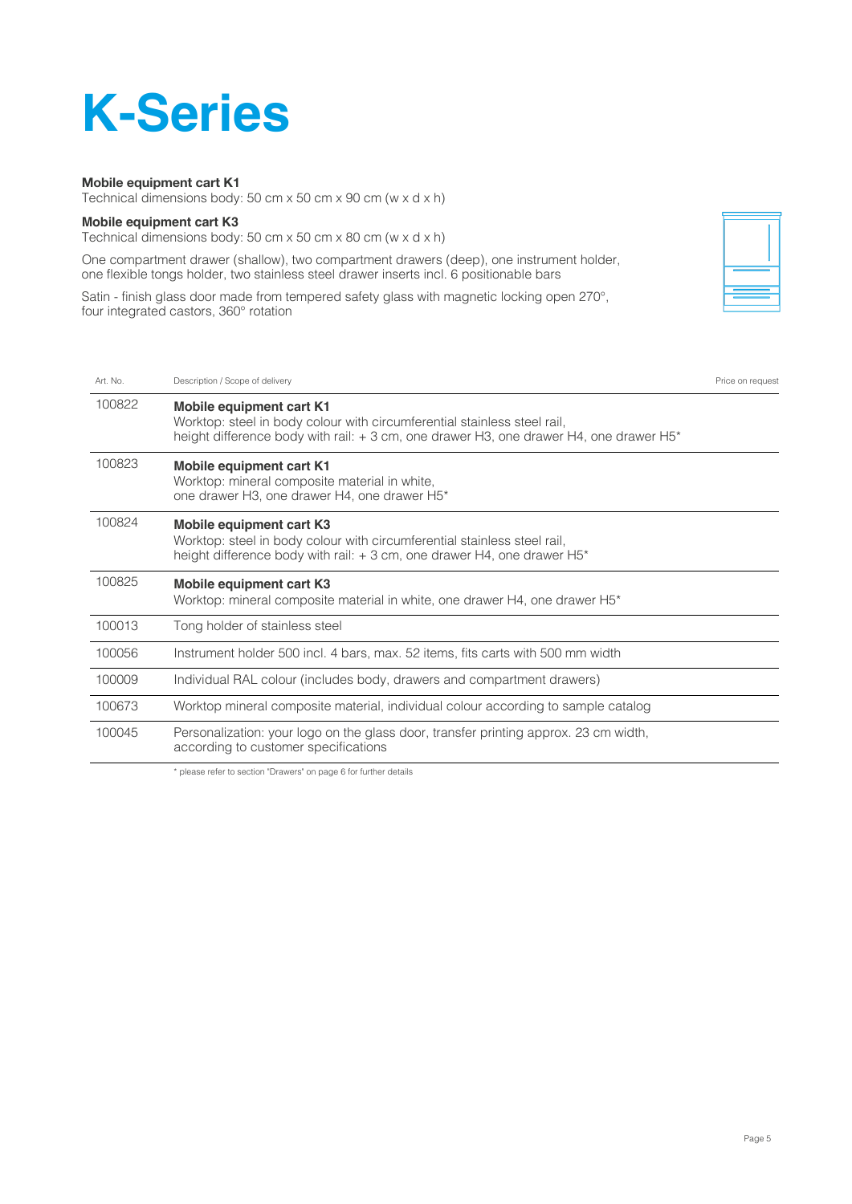# K-Series

**Mobile equipment cart K1**
Technical dimensions body: 50 cm x 50 cm x 90 cm (w x d x h)

**Mobile equipment cart K3**
Technical dimensions body: 50 cm x 50 cm x 80 cm (w x d x h)

One compartment drawer (shallow), two compartment drawers (deep), one instrument holder, one flexible tongs holder, two stainless steel drawer inserts incl. 6 positionable bars

Satin - finish glass door made from tempered safety glass with magnetic locking open 270°, four integrated castors, 360° rotation

| Art. No. | Description / Scope of delivery | Price on request |
|---|---|---|
| 100822 | **Mobile equipment cart K1**<br>Worktop: steel in body colour with circumferential stainless steel rail, height difference body with rail: + 3 cm, one drawer H3, one drawer H4, one drawer H5* | |
| 100823 | **Mobile equipment cart K1**<br>Worktop: mineral composite material in white, one drawer H3, one drawer H4, one drawer H5* | |
| 100824 | **Mobile equipment cart K3**<br>Worktop: steel in body colour with circumferential stainless steel rail, height difference body with rail: + 3 cm, one drawer H4, one drawer H5* | |
| 100825 | **Mobile equipment cart K3**<br>Worktop: mineral composite material in white, one drawer H4, one drawer H5* | |
| 100013 | Tong holder of stainless steel | |
| 100056 | Instrument holder 500 incl. 4 bars, max. 52 items, fits carts with 500 mm width | |
| 100009 | Individual RAL colour (includes body, drawers and compartment drawers) | |
| 100673 | Worktop mineral composite material, individual colour according to sample catalog | |
| 100045 | Personalization: your logo on the glass door, transfer printing approx. 23 cm width, according to customer specifications | |

* please refer to section "Drawers" on page 6 for further details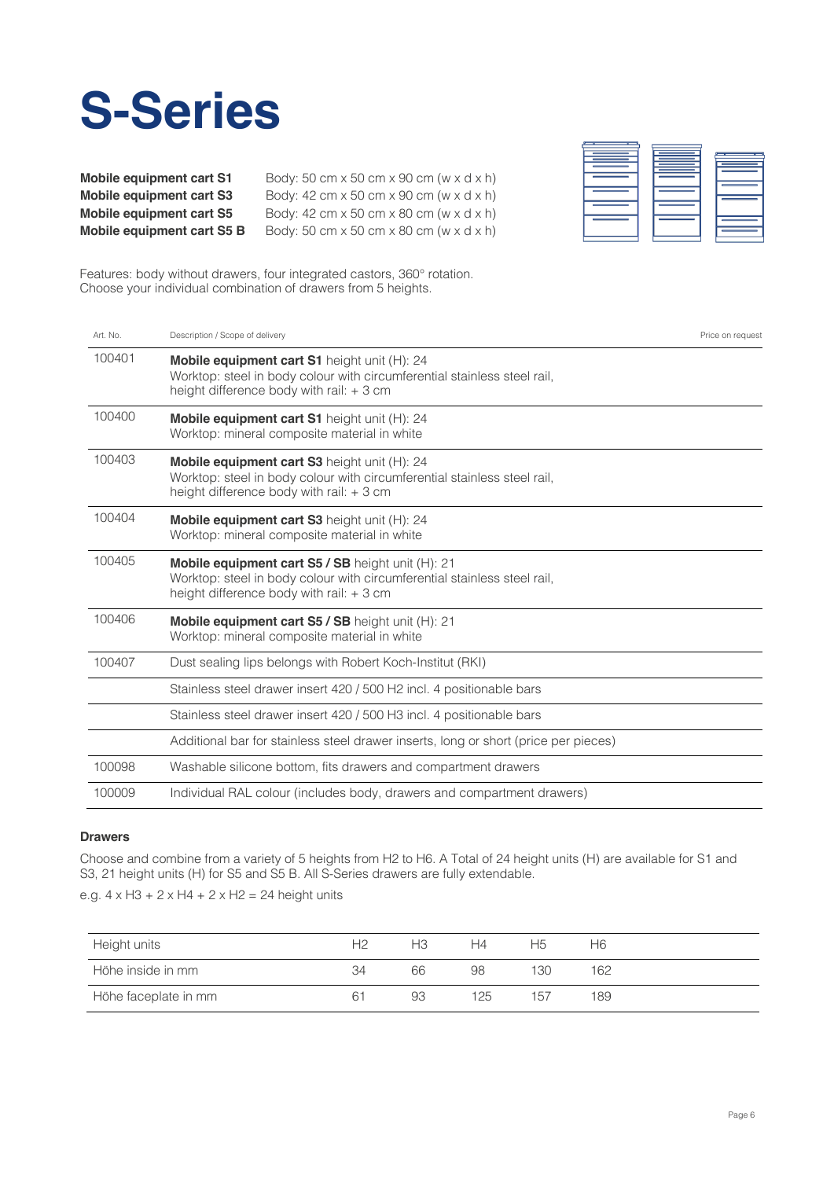# S-Series

| | |
|---|---|
| **Mobile equipment cart S1** | Body: 50 cm x 50 cm x 90 cm (w x d x h) |
| **Mobile equipment cart S3** | Body: 42 cm x 50 cm x 90 cm (w x d x h) |
| **Mobile equipment cart S5** | Body: 42 cm x 50 cm x 80 cm (w x d x h) |
| **Mobile equipment cart S5 B** | Body: 50 cm x 50 cm x 80 cm (w x d x h) |

Features: body without drawers, four integrated castors, 360° rotation.
Choose your individual combination of drawers from 5 heights.

| Art. No. | Description / Scope of delivery | Price on request |
|---|---|---|
| 100401 | **Mobile equipment cart S1** height unit (H): 24<br>Worktop: steel in body colour with circumferential stainless steel rail,<br>height difference body with rail: + 3 cm | |
| 100400 | **Mobile equipment cart S1** height unit (H): 24<br>Worktop: mineral composite material in white | |
| 100403 | **Mobile equipment cart S3** height unit (H): 24<br>Worktop: steel in body colour with circumferential stainless steel rail,<br>height difference body with rail: + 3 cm | |
| 100404 | **Mobile equipment cart S3** height unit (H): 24<br>Worktop: mineral composite material in white | |
| 100405 | **Mobile equipment cart S5 / SB** height unit (H): 21<br>Worktop: steel in body colour with circumferential stainless steel rail,<br>height difference body with rail: + 3 cm | |
| 100406 | **Mobile equipment cart S5 / SB** height unit (H): 21<br>Worktop: mineral composite material in white | |
| 100407 | Dust sealing lips belongs with Robert Koch-Institut (RKI) | |
| | Stainless steel drawer insert 420 / 500 H2 incl. 4 positionable bars | |
| | Stainless steel drawer insert 420 / 500 H3 incl. 4 positionable bars | |
| | Additional bar for stainless steel drawer inserts, long or short (price per pieces) | |
| 100098 | Washable silicone bottom, fits drawers and compartment drawers | |
| 100009 | Individual RAL colour (includes body, drawers and compartment drawers) | |

### Drawers

Choose and combine from a variety of 5 heights from H2 to H6. A Total of 24 height units (H) are available for S1 and S3, 21 height units (H) for S5 and S5 B. All S-Series drawers are fully extendable.

e.g. 4 x H3 + 2 x H4 + 2 x H2 = 24 height units

| Height units | H2 | H3 | H4 | H5 | H6 |
|---|---|---|---|---|---|
| Höhe inside in mm | 34 | 66 | 98 | 130 | 162 |
| Höhe faceplate in mm | 61 | 93 | 125 | 157 | 189 |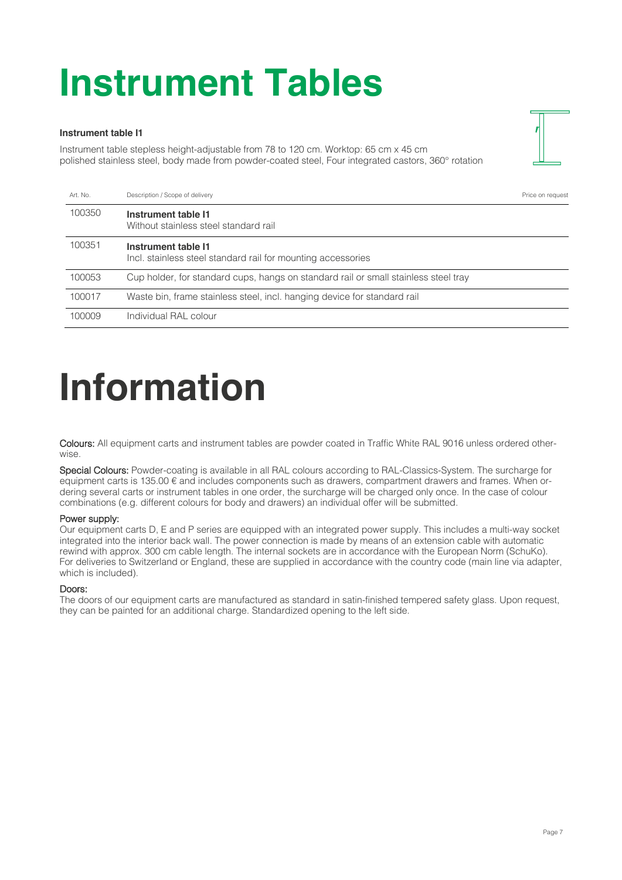# Instrument Tables

**Instrument table I1**

Instrument table stepless height-adjustable from 78 to 120 cm. Worktop: 65 cm x 45 cm polished stainless steel, body made from powder-coated steel, Four integrated castors, 360° rotation

| Art. No. | Description / Scope of delivery | Price on request |
|---|---|---|
| 100350 | **Instrument table I1**<br>Without stainless steel standard rail | |
| 100351 | **Instrument table I1**<br>Incl. stainless steel standard rail for mounting accessories | |
| 100053 | Cup holder, for standard cups, hangs on standard rail or small stainless steel tray | |
| 100017 | Waste bin, frame stainless steel, incl. hanging device for standard rail | |
| 100009 | Individual RAL colour | |

# Information

**Colours:** All equipment carts and instrument tables are powder coated in Traffic White RAL 9016 unless ordered otherwise.

**Special Colours:** Powder-coating is available in all RAL colours according to RAL-Classics-System. The surcharge for equipment carts is 135.00 € and includes components such as drawers, compartment drawers and frames. When ordering several carts or instrument tables in one order, the surcharge will be charged only once. In the case of colour combinations (e.g. different colours for body and drawers) an individual offer will be submitted.

**Power supply:**
Our equipment carts D, E and P series are equipped with an integrated power supply. This includes a multi-way socket integrated into the interior back wall. The power connection is made by means of an extension cable with automatic rewind with approx. 300 cm cable length. The internal sockets are in accordance with the European Norm (SchuKo). For deliveries to Switzerland or England, these are supplied in accordance with the country code (main line via adapter, which is included).

**Doors:**
The doors of our equipment carts are manufactured as standard in satin-finished tempered safety glass. Upon request, they can be painted for an additional charge. Standardized opening to the left side.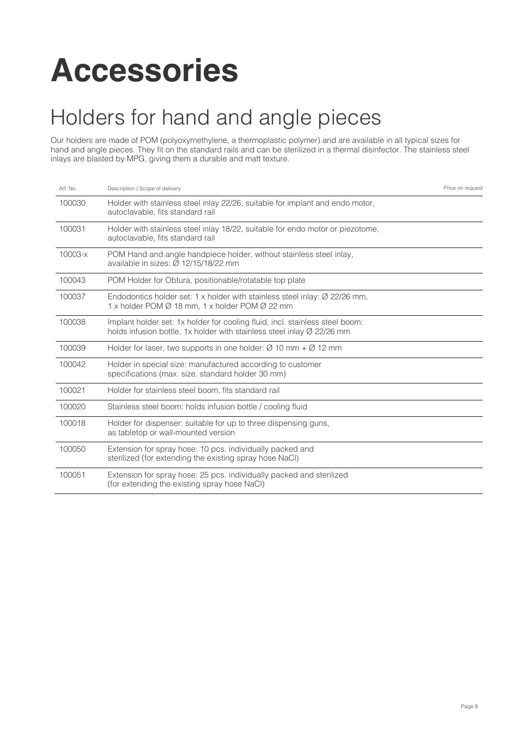# Accessories

## Holders for hand and angle pieces

Our holders are made of POM (polyoxymethylene, a thermoplastic polymer) and are available in all typical sizes for hand and angle pieces. They fit on the standard rails and can be sterilized in a thermal disinfector. The stainless steel inlays are blasted by MPG, giving them a durable and matt texture.

| Art. No. | Description / Scope of delivery | Price on request |
| --- | --- | --- |
| 100030 | Holder with stainless steel inlay 22/26, suitable for implant and endo motor, autoclavable, fits standard rail | |
| 100031 | Holder with stainless steel inlay 18/22, suitable for endo motor or piezotome, autoclavable, fits standard rail | |
| 10003-x | POM Hand and angle handpiece holder, without stainless steel inlay, available in sizes: Ø 12/15/18/22 mm | |
| 100043 | POM Holder for Obtura, positionable/rotatable top plate | |
| 100037 | Endodontics holder set: 1 x holder with stainless steel inlay: Ø 22/26 mm, 1 x holder POM Ø 18 mm, 1 x holder POM Ø 22 mm | |
| 100038 | Implant holder set: 1x holder for cooling fluid, incl. stainless steel boom: holds infusion bottle, 1x holder with stainless steel inlay Ø 22/26 mm | |
| 100039 | Holder for laser, two supports in one holder: Ø 10 mm + Ø 12 mm | |
| 100042 | Holder in special size: manufactured according to customer specifications (max. size. standard holder 30 mm) | |
| 100021 | Holder for stainless steel boom, fits standard rail | |
| 100020 | Stainless steel boom: holds infusion bottle / cooling fluid | |
| 100018 | Holder for dispenser: suitable for up to three dispensing guns, as tabletop or wall-mounted version | |
| 100050 | Extension for spray hose: 10 pcs. individually packed and sterilized (for extending the existing spray hose NaCl) | |
| 100051 | Extension for spray hose: 25 pcs. individually packed and sterilized (for extending the existing spray hose NaCl) | |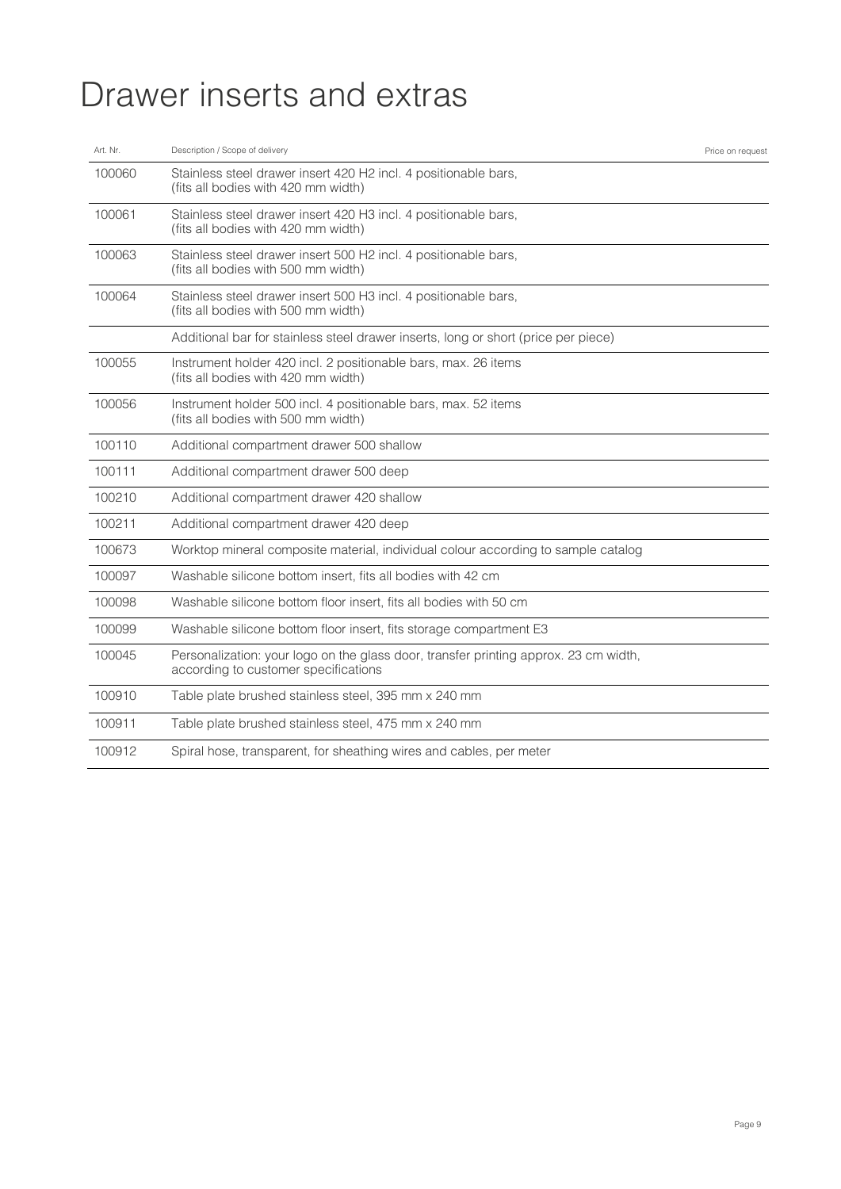# Drawer inserts and extras

| Art. Nr. | Description / Scope of delivery | Price on request |
|---|---|---|
| 100060 | Stainless steel drawer insert 420 H2 incl. 4 positionable bars, (fits all bodies with 420 mm width) | |
| 100061 | Stainless steel drawer insert 420 H3 incl. 4 positionable bars, (fits all bodies with 420 mm width) | |
| 100063 | Stainless steel drawer insert 500 H2 incl. 4 positionable bars, (fits all bodies with 500 mm width) | |
| 100064 | Stainless steel drawer insert 500 H3 incl. 4 positionable bars, (fits all bodies with 500 mm width) | |
| | Additional bar for stainless steel drawer inserts, long or short (price per piece) | |
| 100055 | Instrument holder 420 incl. 2 positionable bars, max. 26 items (fits all bodies with 420 mm width) | |
| 100056 | Instrument holder 500 incl. 4 positionable bars, max. 52 items (fits all bodies with 500 mm width) | |
| 100110 | Additional compartment drawer 500 shallow | |
| 100111 | Additional compartment drawer 500 deep | |
| 100210 | Additional compartment drawer 420 shallow | |
| 100211 | Additional compartment drawer 420 deep | |
| 100673 | Worktop mineral composite material, individual colour according to sample catalog | |
| 100097 | Washable silicone bottom insert, fits all bodies with 42 cm | |
| 100098 | Washable silicone bottom floor insert, fits all bodies with 50 cm | |
| 100099 | Washable silicone bottom floor insert, fits storage compartment E3 | |
| 100045 | Personalization: your logo on the glass door, transfer printing approx. 23 cm width, according to customer specifications | |
| 100910 | Table plate brushed stainless steel, 395 mm x 240 mm | |
| 100911 | Table plate brushed stainless steel, 475 mm x 240 mm | |
| 100912 | Spiral hose, transparent, for sheathing wires and cables, per meter | |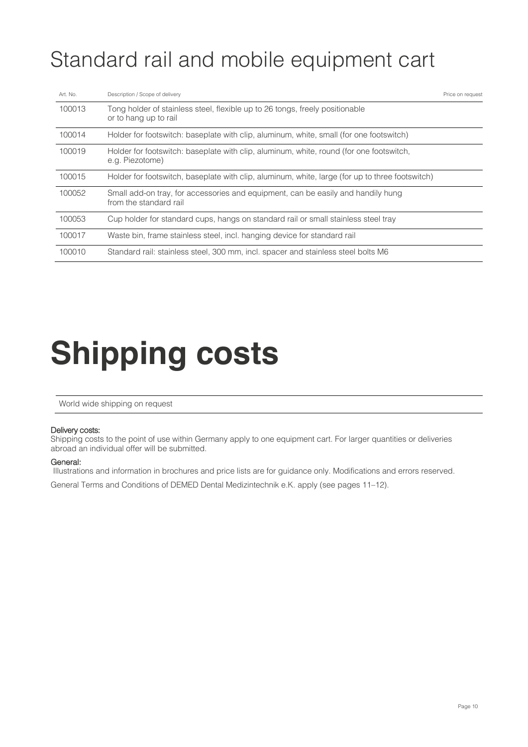# Standard rail and mobile equipment cart

| Art. No. | Description / Scope of delivery | Price on request |
|---|---|---|
| 100013 | Tong holder of stainless steel, flexible up to 26 tongs, freely positionable or to hang up to rail | |
| 100014 | Holder for footswitch: baseplate with clip, aluminum, white, small (for one footswitch) | |
| 100019 | Holder for footswitch: baseplate with clip, aluminum, white, round (for one footswitch, e.g. Piezotome) | |
| 100015 | Holder for footswitch, baseplate with clip, aluminum, white, large (for up to three footswitch) | |
| 100052 | Small add-on tray, for accessories and equipment, can be easily and handily hung from the standard rail | |
| 100053 | Cup holder for standard cups, hangs on standard rail or small stainless steel tray | |
| 100017 | Waste bin, frame stainless steel, incl. hanging device for standard rail | |
| 100010 | Standard rail: stainless steel, 300 mm, incl. spacer and stainless steel bolts M6 | |

# Shipping costs

World wide shipping on request

**Delivery costs:**
Shipping costs to the point of use within Germany apply to one equipment cart. For larger quantities or deliveries abroad an individual offer will be submitted.

**General:**
Illustrations and information in brochures and price lists are for guidance only. Modifications and errors reserved.

General Terms and Conditions of DEMED Dental Medizintechnik e.K. apply (see pages 11–12).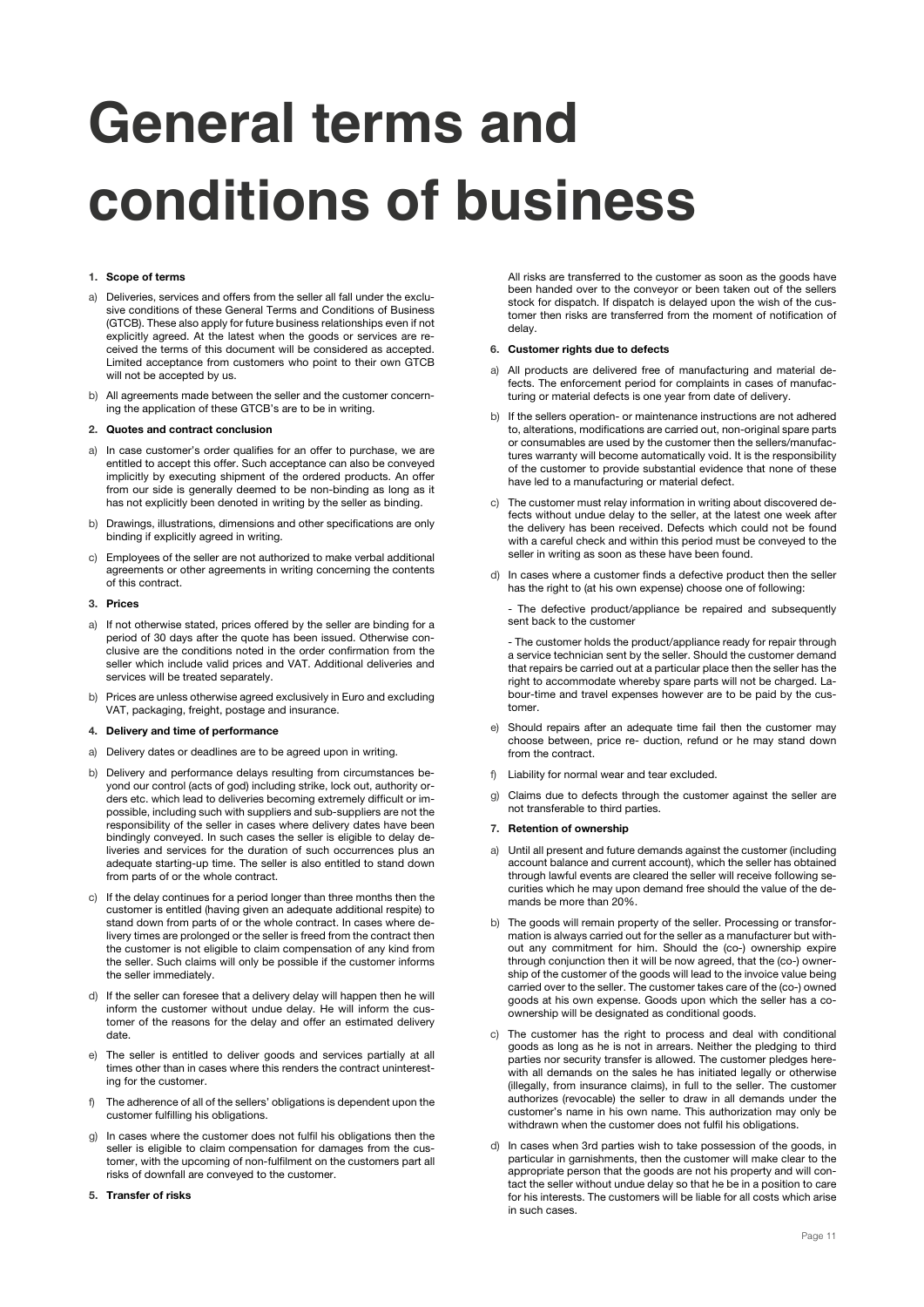# General terms and conditions of business

**1. Scope of terms**

a) Deliveries, services and offers from the seller all fall under the exclusive conditions of these General Terms and Conditions of Business (GTCB). These also apply for future business relationships even if not explicitly agreed. At the latest when the goods or services are received the terms of this document will be considered as accepted. Limited acceptance from customers who point to their own GTCB will not be accepted by us.

b) All agreements made between the seller and the customer concerning the application of these GTCB's are to be in writing.

**2. Quotes and contract conclusion**

a) In case customer's order qualifies for an offer to purchase, we are entitled to accept this offer. Such acceptance can also be conveyed implicitly by executing shipment of the ordered products. An offer from our side is generally deemed to be non-binding as long as it has not explicitly been denoted in writing by the seller as binding.

b) Drawings, illustrations, dimensions and other specifications are only binding if explicitly agreed in writing.

c) Employees of the seller are not authorized to make verbal additional agreements or other agreements in writing concerning the contents of this contract.

**3. Prices**

a) If not otherwise stated, prices offered by the seller are binding for a period of 30 days after the quote has been issued. Otherwise conclusive are the conditions noted in the order confirmation from the seller which include valid prices and VAT. Additional deliveries and services will be treated separately.

b) Prices are unless otherwise agreed exclusively in Euro and excluding VAT, packaging, freight, postage and insurance.

**4. Delivery and time of performance**

a) Delivery dates or deadlines are to be agreed upon in writing.

b) Delivery and performance delays resulting from circumstances beyond our control (acts of god) including strike, lock out, authority orders etc. which lead to deliveries becoming extremely difficult or impossible, including such with suppliers and sub-suppliers are not the responsibility of the seller in cases where delivery dates have been bindingly conveyed. In such cases the seller is eligible to delay deliveries and services for the duration of such occurrences plus an adequate starting-up time. The seller is also entitled to stand down from parts of or the whole contract.

c) If the delay continues for a period longer than three months then the customer is entitled (having given an adequate additional respite) to stand down from parts of or the whole contract. In cases where delivery times are prolonged or the seller is freed from the contract then the customer is not eligible to claim compensation of any kind from the seller. Such claims will only be possible if the customer informs the seller immediately.

d) If the seller can foresee that a delivery delay will happen then he will inform the customer without undue delay. He will inform the customer of the reasons for the delay and offer an estimated delivery date.

e) The seller is entitled to deliver goods and services partially at all times other than in cases where this renders the contract uninteresting for the customer.

f) The adherence of all of the sellers' obligations is dependent upon the customer fulfilling his obligations.

g) In cases where the customer does not fulfil his obligations then the seller is eligible to claim compensation for damages from the customer, with the upcoming of non-fulfilment on the customers part all risks of downfall are conveyed to the customer.

**5. Transfer of risks**

All risks are transferred to the customer as soon as the goods have been handed over to the conveyor or been taken out of the sellers stock for dispatch. If dispatch is delayed upon the wish of the customer then risks are transferred from the moment of notification of delay.

**6. Customer rights due to defects**

a) All products are delivered free of manufacturing and material defects. The enforcement period for complaints in cases of manufacturing or material defects is one year from date of delivery.

b) If the sellers operation- or maintenance instructions are not adhered to, alterations, modifications are carried out, non-original spare parts or consumables are used by the customer then the sellers/manufactures warranty will become automatically void. It is the responsibility of the customer to provide substantial evidence that none of these have led to a manufacturing or material defect.

c) The customer must relay information in writing about discovered defects without undue delay to the seller, at the latest one week after the delivery has been received. Defects which could not be found with a careful check and within this period must be conveyed to the seller in writing as soon as these have been found.

d) In cases where a customer finds a defective product then the seller has the right to (at his own expense) choose one of following:

- The defective product/appliance be repaired and subsequently sent back to the customer

- The customer holds the product/appliance ready for repair through a service technician sent by the seller. Should the customer demand that repairs be carried out at a particular place then the seller has the right to accommodate whereby spare parts will not be charged. Labour-time and travel expenses however are to be paid by the customer.

e) Should repairs after an adequate time fail then the customer may choose between, price re- duction, refund or he may stand down from the contract.

f) Liability for normal wear and tear excluded.

g) Claims due to defects through the customer against the seller are not transferable to third parties.

**7. Retention of ownership**

a) Until all present and future demands against the customer (including account balance and current account), which the seller has obtained through lawful events are cleared the seller will receive following securities which he may upon demand free should the value of the demands be more than 20%.

b) The goods will remain property of the seller. Processing or transformation is always carried out for the seller as a manufacturer but without any commitment for him. Should the (co-) ownership expire through conjunction then it will be now agreed, that the (co-) ownership of the customer of the goods will lead to the invoice value being carried over to the seller. The customer takes care of the (co-) owned goods at his own expense. Goods upon which the seller has a co-ownership will be designated as conditional goods.

c) The customer has the right to process and deal with conditional goods as long as he is not in arrears. Neither the pledging to third parties nor security transfer is allowed. The customer pledges herewith all demands on the sales he has initiated legally or otherwise (illegally, from insurance claims), in full to the seller. The customer authorizes (revocable) the seller to draw in all demands under the customer's name in his own name. This authorization may only be withdrawn when the customer does not fulfil his obligations.

d) In cases when 3rd parties wish to take possession of the goods, in particular in garnishments, then the customer will make clear to the appropriate person that the goods are not his property and will contact the seller without undue delay so that he be in a position to care for his interests. The customers will be liable for all costs which arise in such cases.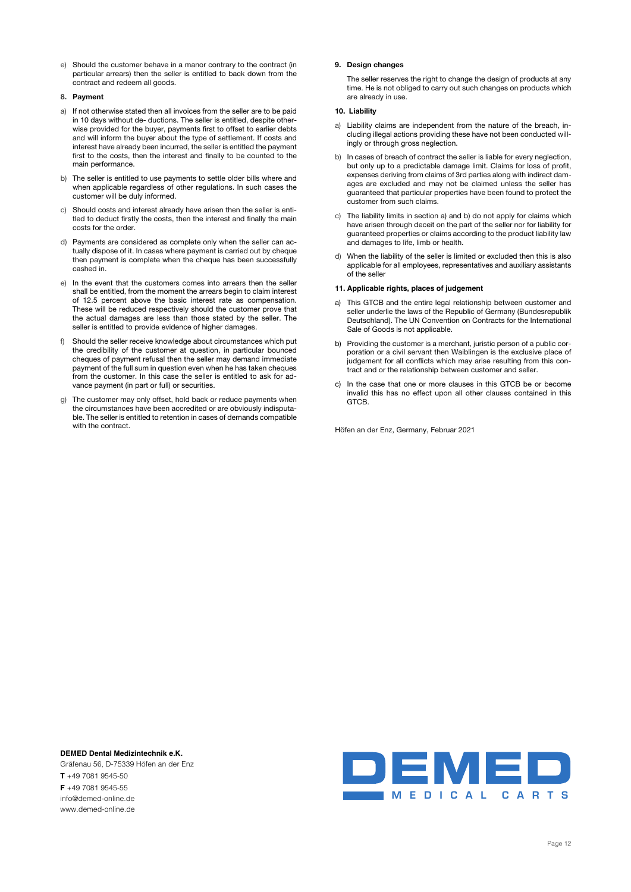e) Should the customer behave in a manor contrary to the contract (in particular arrears) then the seller is entitled to back down from the contract and redeem all goods.

**8. Payment**

a) If not otherwise stated then all invoices from the seller are to be paid in 10 days without de- ductions. The seller is entitled, despite otherwise provided for the buyer, payments first to offset to earlier debts and will inform the buyer about the type of settlement. If costs and interest have already been incurred, the seller is entitled the payment first to the costs, then the interest and finally to be counted to the main performance.

b) The seller is entitled to use payments to settle older bills where and when applicable regardless of other regulations. In such cases the customer will be duly informed.

c) Should costs and interest already have arisen then the seller is entitled to deduct firstly the costs, then the interest and finally the main costs for the order.

d) Payments are considered as complete only when the seller can actually dispose of it. In cases where payment is carried out by cheque then payment is complete when the cheque has been successfully cashed in.

e) In the event that the customers comes into arrears then the seller shall be entitled, from the moment the arrears begin to claim interest of 12.5 percent above the basic interest rate as compensation. These will be reduced respectively should the customer prove that the actual damages are less than those stated by the seller. The seller is entitled to provide evidence of higher damages.

f) Should the seller receive knowledge about circumstances which put the credibility of the customer at question, in particular bounced cheques of payment refusal then the seller may demand immediate payment of the full sum in question even when he has taken cheques from the customer. In this case the seller is entitled to ask for advance payment (in part or full) or securities.

g) The customer may only offset, hold back or reduce payments when the circumstances have been accredited or are obviously indisputable. The seller is entitled to retention in cases of demands compatible with the contract.

**9. Design changes**

The seller reserves the right to change the design of products at any time. He is not obliged to carry out such changes on products which are already in use.

**10. Liability**

a) Liability claims are independent from the nature of the breach, including illegal actions providing these have not been conducted willingly or through gross neglection.

b) In cases of breach of contract the seller is liable for every neglection, but only up to a predictable damage limit. Claims for loss of profit, expenses deriving from claims of 3rd parties along with indirect damages are excluded and may not be claimed unless the seller has guaranteed that particular properties have been found to protect the customer from such claims.

c) The liability limits in section a) and b) do not apply for claims which have arisen through deceit on the part of the seller nor for liability for guaranteed properties or claims according to the product liability law and damages to life, limb or health.

d) When the liability of the seller is limited or excluded then this is also applicable for all employees, representatives and auxiliary assistants of the seller

**11. Applicable rights, places of judgement**

a) This GTCB and the entire legal relationship between customer and seller underlie the laws of the Republic of Germany (Bundesrepublik Deutschland). The UN Convention on Contracts for the International Sale of Goods is not applicable.

b) Providing the customer is a merchant, juristic person of a public corporation or a civil servant then Waiblingen is the exclusive place of judgement for all conflicts which may arise resulting from this contract and or the relationship between customer and seller.

c) In the case that one or more clauses in this GTCB be or become invalid this has no effect upon all other clauses contained in this GTCB.

Höfen an der Enz, Germany, Februar 2021

**DEMED Dental Medizintechnik e.K.**
Gräfenau 56, D-75339 Höfen an der Enz
**T** +49 7081 9545-50
**F** +49 7081 9545-55
info@demed-online.de
www.demed-online.de

DEMED MEDICAL CARTS